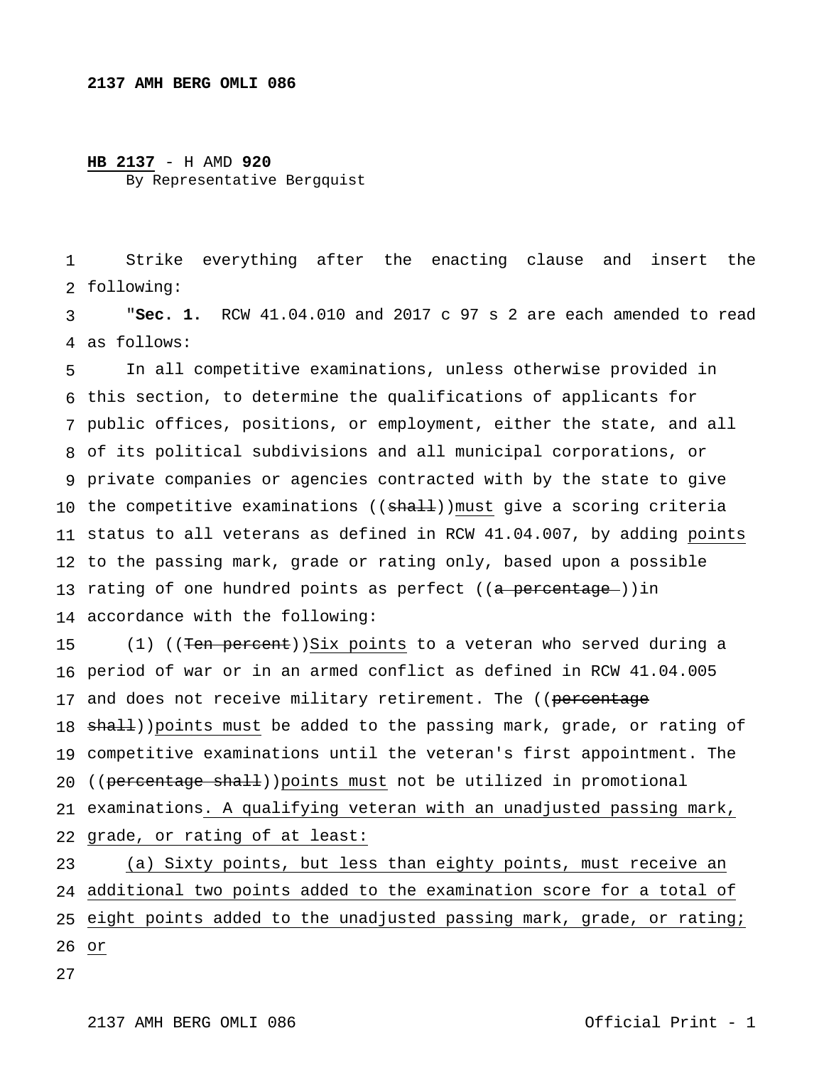**2137 AMH BERG OMLI 086**

**HB 2137** - H AMD **920**
By Representative Bergquist

Strike everything after the enacting clause and insert the following:

"**Sec. 1.** RCW 41.04.010 and 2017 c 97 s 2 are each amended to read as follows:

In all competitive examinations, unless otherwise provided in this section, to determine the qualifications of applicants for public offices, positions, or employment, either the state, and all of its political subdivisions and all municipal corporations, or private companies or agencies contracted with by the state to give the competitive examinations ((~~shall~~))must give a scoring criteria status to all veterans as defined in RCW 41.04.007, by adding points to the passing mark, grade or rating only, based upon a possible rating of one hundred points as perfect ((~~a percentage~~ ))in accordance with the following:

(1) ((~~Ten percent~~))Six points to a veteran who served during a period of war or in an armed conflict as defined in RCW 41.04.005 and does not receive military retirement. The ((~~percentage shall~~))points must be added to the passing mark, grade, or rating of competitive examinations until the veteran's first appointment. The ((~~percentage shall~~))points must not be utilized in promotional examinations. A qualifying veteran with an unadjusted passing mark, grade, or rating of at least:

(a) Sixty points, but less than eighty points, must receive an additional two points added to the examination score for a total of eight points added to the unadjusted passing mark, grade, or rating; or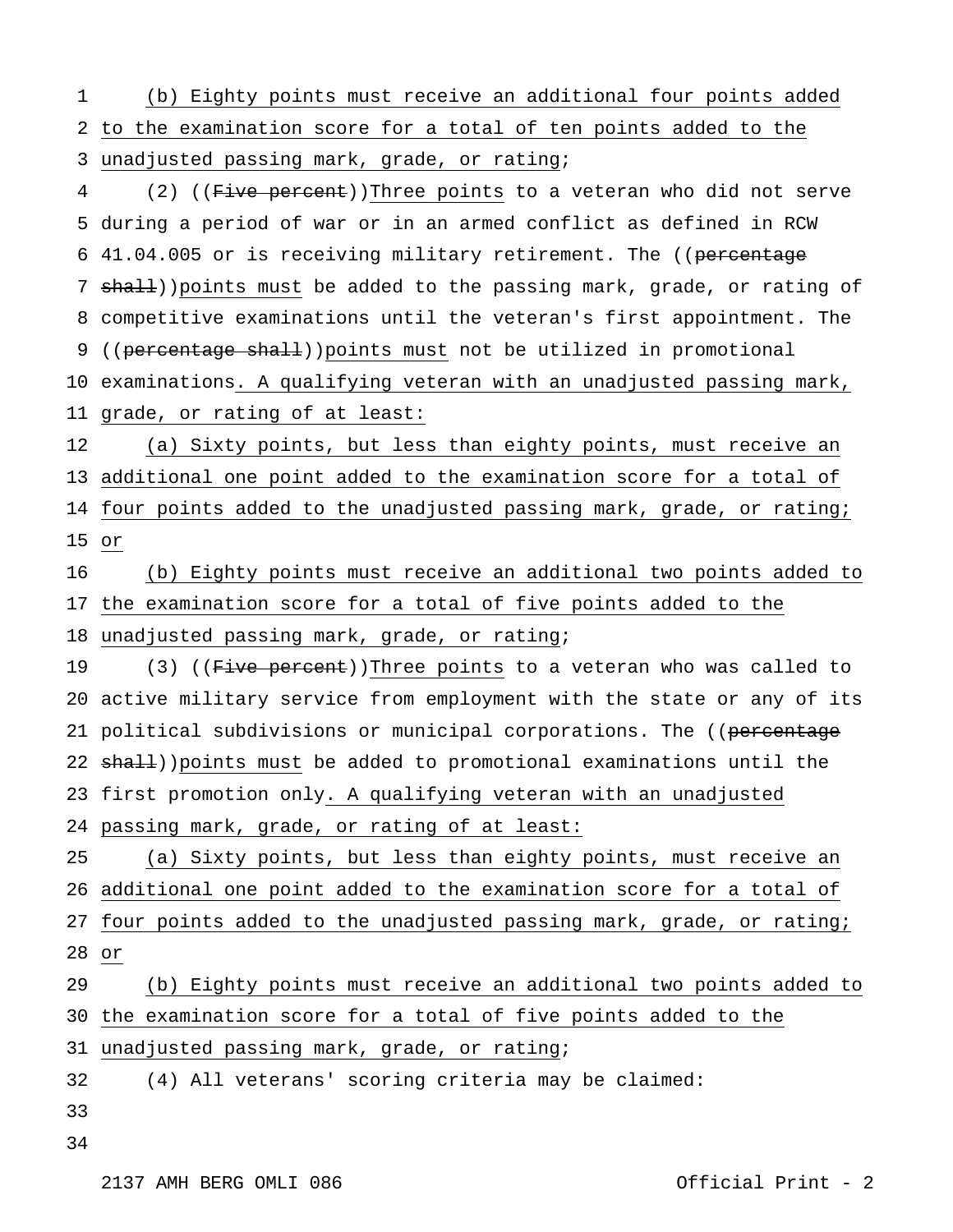(b) Eighty points must receive an additional four points added to the examination score for a total of ten points added to the unadjusted passing mark, grade, or rating;

(2) ((~~Five percent~~))Three points to a veteran who did not serve during a period of war or in an armed conflict as defined in RCW 41.04.005 or is receiving military retirement. The ((~~percentage shall~~))points must be added to the passing mark, grade, or rating of competitive examinations until the veteran's first appointment. The ((~~percentage shall~~))points must not be utilized in promotional examinations. A qualifying veteran with an unadjusted passing mark, grade, or rating of at least:

(a) Sixty points, but less than eighty points, must receive an additional one point added to the examination score for a total of four points added to the unadjusted passing mark, grade, or rating; or

(b) Eighty points must receive an additional two points added to the examination score for a total of five points added to the unadjusted passing mark, grade, or rating;

(3) ((~~Five percent~~))Three points to a veteran who was called to active military service from employment with the state or any of its political subdivisions or municipal corporations. The ((~~percentage shall~~))points must be added to promotional examinations until the first promotion only. A qualifying veteran with an unadjusted passing mark, grade, or rating of at least:

(a) Sixty points, but less than eighty points, must receive an additional one point added to the examination score for a total of four points added to the unadjusted passing mark, grade, or rating; or

(b) Eighty points must receive an additional two points added to the examination score for a total of five points added to the unadjusted passing mark, grade, or rating;

(4) All veterans' scoring criteria may be claimed: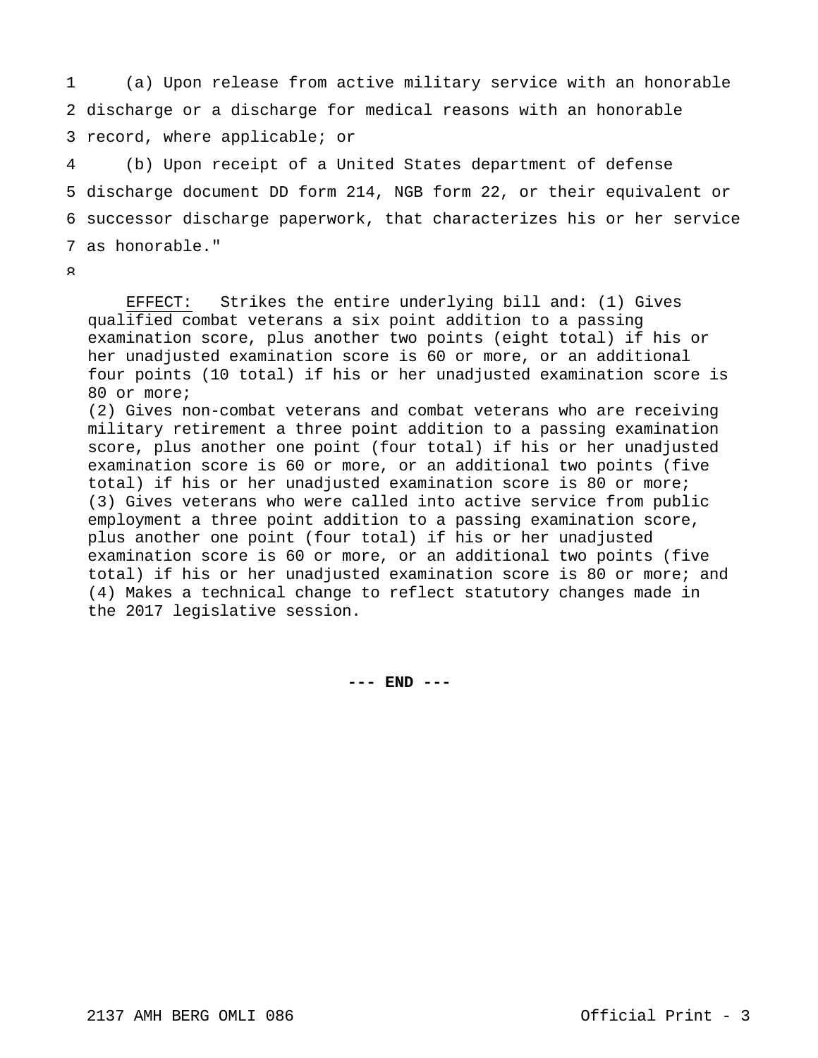(a) Upon release from active military service with an honorable discharge or a discharge for medical reasons with an honorable record, where applicable; or

(b) Upon receipt of a United States department of defense discharge document DD form 214, NGB form 22, or their equivalent or successor discharge paperwork, that characterizes his or her service as honorable."

EFFECT: Strikes the entire underlying bill and: (1) Gives qualified combat veterans a six point addition to a passing examination score, plus another two points (eight total) if his or her unadjusted examination score is 60 or more, or an additional four points (10 total) if his or her unadjusted examination score is 80 or more;
(2) Gives non-combat veterans and combat veterans who are receiving military retirement a three point addition to a passing examination score, plus another one point (four total) if his or her unadjusted examination score is 60 or more, or an additional two points (five total) if his or her unadjusted examination score is 80 or more;
(3) Gives veterans who were called into active service from public employment a three point addition to a passing examination score, plus another one point (four total) if his or her unadjusted examination score is 60 or more, or an additional two points (five total) if his or her unadjusted examination score is 80 or more; and
(4) Makes a technical change to reflect statutory changes made in the 2017 legislative session.

**--- END ---**

2137 AMH BERG OMLI 086